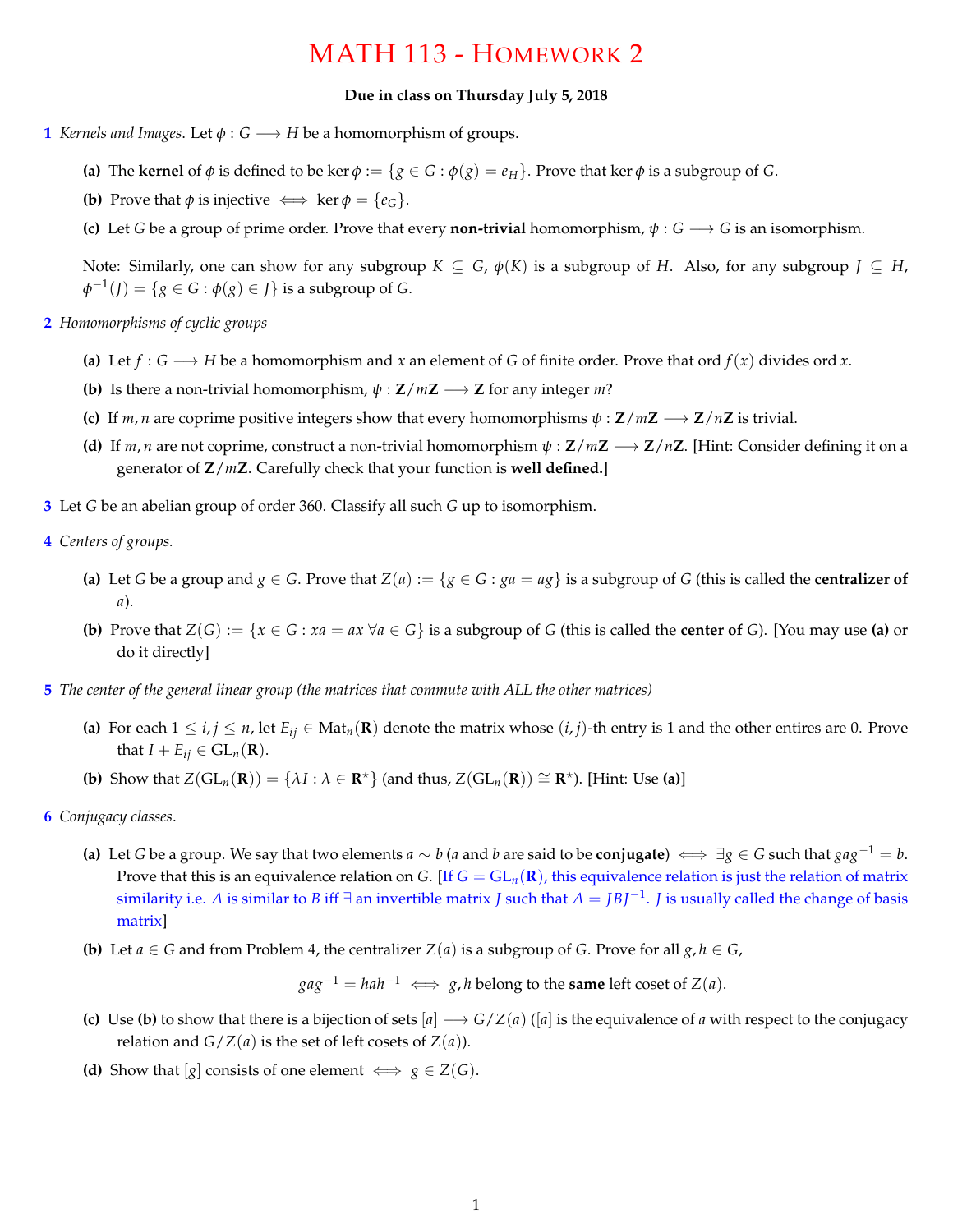# MATH 113 - HOMEWORK 2

**Due in class on Thursday July 5, 2018**

**1** *Kernels and Images.* Let $\phi : G \longrightarrow H$ be a homomorphism of groups.

- **(a)** The **kernel** of $\phi$ is defined to be $\ker \phi := \{g \in G : \phi(g) = e_H\}$. Prove that $\ker \phi$ is a subgroup of $G$.
- **(b)** Prove that $\phi$ is injective $\iff \ker \phi = \{e_G\}$.
- **(c)** Let $G$ be a group of prime order. Prove that every **non-trivial** homomorphism, $\psi : G \longrightarrow G$ is an isomorphism.

Note: Similarly, one can show for any subgroup $K \subseteq G$, $\phi(K)$ is a subgroup of $H$. Also, for any subgroup $J \subseteq H$, $\phi^{-1}(J) = \{g \in G : \phi(g) \in J\}$ is a subgroup of $G$.

**2** *Homomorphisms of cyclic groups*

- **(a)** Let $f : G \longrightarrow H$ be a homomorphism and $x$ an element of $G$ of finite order. Prove that $\text{ord}\, f(x)$ divides $\text{ord}\, x$.
- **(b)** Is there a non-trivial homomorphism, $\psi : \mathbf{Z}/m\mathbf{Z} \longrightarrow \mathbf{Z}$ for any integer $m$?
- **(c)** If $m, n$ are coprime positive integers show that every homomorphisms $\psi : \mathbf{Z}/m\mathbf{Z} \longrightarrow \mathbf{Z}/n\mathbf{Z}$ is trivial.
- **(d)** If $m, n$ are not coprime, construct a non-trivial homomorphism $\psi : \mathbf{Z}/m\mathbf{Z} \longrightarrow \mathbf{Z}/n\mathbf{Z}$. [Hint: Consider defining it on a generator of $\mathbf{Z}/m\mathbf{Z}$. Carefully check that your function is **well defined.**]

**3** Let $G$ be an abelian group of order 360. Classify all such $G$ up to isomorphism.

**4** *Centers of groups.*

- **(a)** Let $G$ be a group and $g \in G$. Prove that $Z(a) := \{g \in G : ga = ag\}$ is a subgroup of $G$ (this is called the **centralizer of** $a$).
- **(b)** Prove that $Z(G) := \{x \in G : xa = ax \;\forall a \in G\}$ is a subgroup of $G$ (this is called the **center of** $G$). [You may use **(a)** or do it directly]

**5** *The center of the general linear group (the matrices that commute with ALL the other matrices)*

- **(a)** For each $1 \leq i, j \leq n$, let $E_{ij} \in \text{Mat}_n(\mathbf{R})$ denote the matrix whose $(i, j)$-th entry is 1 and the other entires are 0. Prove that $I + E_{ij} \in \text{GL}_n(\mathbf{R})$.
- **(b)** Show that $Z(\text{GL}_n(\mathbf{R})) = \{\lambda I : \lambda \in \mathbf{R}^\star\}$ (and thus, $Z(\text{GL}_n(\mathbf{R})) \cong \mathbf{R}^\star$). [Hint: Use **(a)**]

**6** *Conjugacy classes.*

- **(a)** Let $G$ be a group. We say that two elements $a \sim b$ ($a$ and $b$ are said to be **conjugate**) $\iff \exists g \in G$ such that $gag^{-1} = b$. Prove that this is an equivalence relation on $G$. [If $G = \text{GL}_n(\mathbf{R})$, this equivalence relation is just the relation of matrix similarity i.e. $A$ is similar to $B$ iff $\exists$ an invertible matrix $J$ such that $A = JBJ^{-1}$. $J$ is usually called the change of basis matrix]
- **(b)** Let $a \in G$ and from Problem 4, the centralizer $Z(a)$ is a subgroup of $G$. Prove for all $g, h \in G$,

$$gag^{-1} = hah^{-1} \iff g, h \text{ belong to the } \textbf{same} \text{ left coset of } Z(a).$$

- **(c)** Use **(b)** to show that there is a bijection of sets $[a] \longrightarrow G/Z(a)$ ($[a]$ is the equivalence of $a$ with respect to the conjugacy relation and $G/Z(a)$ is the set of left cosets of $Z(a)$).
- **(d)** Show that $[g]$ consists of one element $\iff g \in Z(G)$.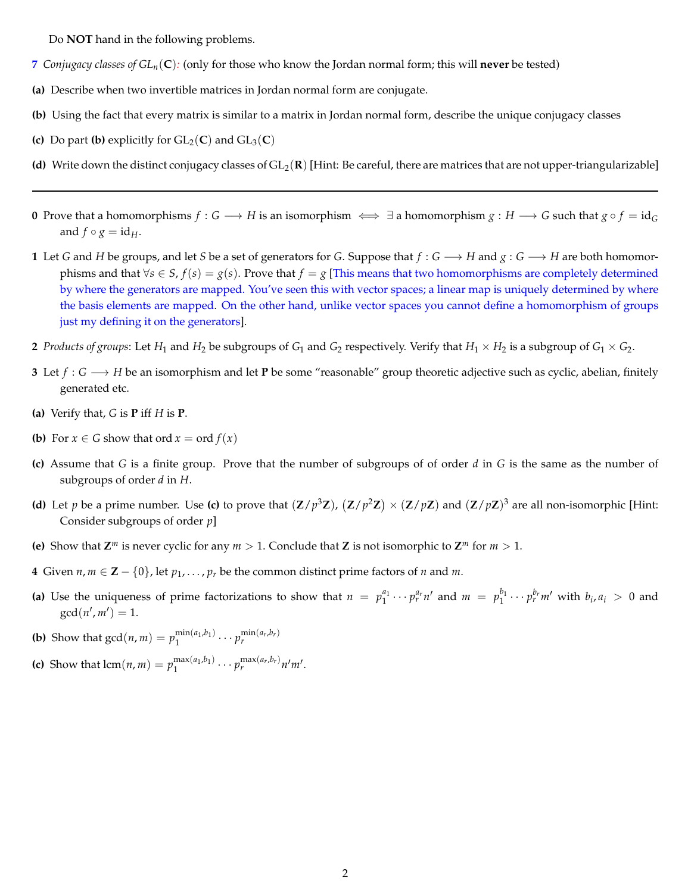Do **NOT** hand in the following problems.

**7** *Conjugacy classes of* $GL_n(\mathbf{C})$*:* (only for those who know the Jordan normal form; this will **never** be tested)

**(a)** Describe when two invertible matrices in Jordan normal form are conjugate.

**(b)** Using the fact that every matrix is similar to a matrix in Jordan normal form, describe the unique conjugacy classes

**(c)** Do part **(b)** explicitly for $\mathrm{GL}_2(\mathbf{C})$ and $\mathrm{GL}_3(\mathbf{C})$

**(d)** Write down the distinct conjugacy classes of $\mathrm{GL}_2(\mathbf{R})$ [Hint: Be careful, there are matrices that are not upper-triangularizable]

---

**0** Prove that a homomorphisms $f : G \longrightarrow H$ is an isomorphism $\iff$ $\exists$ a homomorphism $g : H \longrightarrow G$ such that $g \circ f = \mathrm{id}_G$ and $f \circ g = \mathrm{id}_H$.

**1** Let $G$ and $H$ be groups, and let $S$ be a set of generators for $G$. Suppose that $f : G \longrightarrow H$ and $g : G \longrightarrow H$ are both homomorphisms and that $\forall s \in S$, $f(s) = g(s)$. Prove that $f = g$ [This means that two homomorphisms are completely determined by where the generators are mapped. You've seen this with vector spaces; a linear map is uniquely determined by where the basis elements are mapped. On the other hand, unlike vector spaces you cannot define a homomorphism of groups just my defining it on the generators].

**2** *Products of groups*: Let $H_1$ and $H_2$ be subgroups of $G_1$ and $G_2$ respectively. Verify that $H_1 \times H_2$ is a subgroup of $G_1 \times G_2$.

**3** Let $f : G \longrightarrow H$ be an isomorphism and let **P** be some "reasonable" group theoretic adjective such as cyclic, abelian, finitely generated etc.

**(a)** Verify that, $G$ is **P** iff $H$ is **P**.

**(b)** For $x \in G$ show that $\operatorname{ord} x = \operatorname{ord} f(x)$

**(c)** Assume that $G$ is a finite group. Prove that the number of subgroups of of order $d$ in $G$ is the same as the number of subgroups of order $d$ in $H$.

**(d)** Let $p$ be a prime number. Use **(c)** to prove that $(\mathbf{Z}/p^3\mathbf{Z})$, $(\mathbf{Z}/p^2\mathbf{Z}) \times (\mathbf{Z}/p\mathbf{Z})$ and $(\mathbf{Z}/p\mathbf{Z})^3$ are all non-isomorphic [Hint: Consider subgroups of order $p$]

**(e)** Show that $\mathbf{Z}^m$ is never cyclic for any $m > 1$. Conclude that $\mathbf{Z}$ is not isomorphic to $\mathbf{Z}^m$ for $m > 1$.

**4** Given $n, m \in \mathbf{Z} - \{0\}$, let $p_1, \ldots, p_r$ be the common distinct prime factors of $n$ and $m$.

**(a)** Use the uniqueness of prime factorizations to show that $n = p_1^{a_1} \cdots p_r^{a_r} n'$ and $m = p_1^{b_1} \cdots p_r^{b_r} m'$ with $b_i, a_i > 0$ and $\gcd(n', m') = 1$.

**(b)** Show that $\gcd(n, m) = p_1^{\min(a_1, b_1)} \cdots p_r^{\min(a_r, b_r)}$

**(c)** Show that $\operatorname{lcm}(n, m) = p_1^{\max(a_1, b_1)} \cdots p_r^{\max(a_r, b_r)} n'm'$.